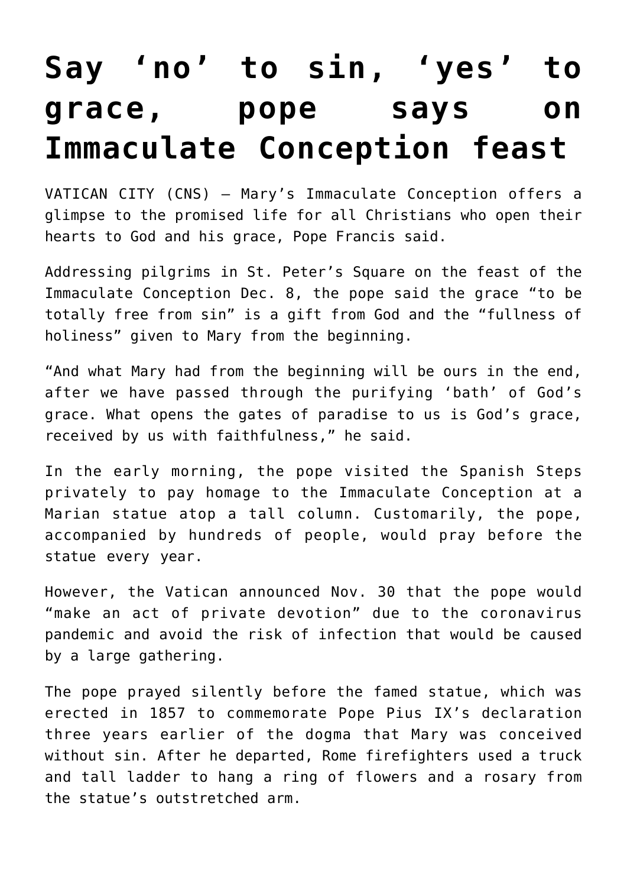# Say 'no' to sin, 'yes' to grace, pope says on Immaculate Conception feast

VATICAN CITY (CNS) — Mary's Immaculate Conception offers a glimpse to the promised life for all Christians who open their hearts to God and his grace, Pope Francis said.

Addressing pilgrims in St. Peter's Square on the feast of the Immaculate Conception Dec. 8, the pope said the grace "to be totally free from sin" is a gift from God and the "fullness of holiness" given to Mary from the beginning.

"And what Mary had from the beginning will be ours in the end, after we have passed through the purifying 'bath' of God's grace. What opens the gates of paradise to us is God's grace, received by us with faithfulness," he said.

In the early morning, the pope visited the Spanish Steps privately to pay homage to the Immaculate Conception at a Marian statue atop a tall column. Customarily, the pope, accompanied by hundreds of people, would pray before the statue every year.

However, the Vatican announced Nov. 30 that the pope would "make an act of private devotion" due to the coronavirus pandemic and avoid the risk of infection that would be caused by a large gathering.

The pope prayed silently before the famed statue, which was erected in 1857 to commemorate Pope Pius IX's declaration three years earlier of the dogma that Mary was conceived without sin. After he departed, Rome firefighters used a truck and tall ladder to hang a ring of flowers and a rosary from the statue's outstretched arm.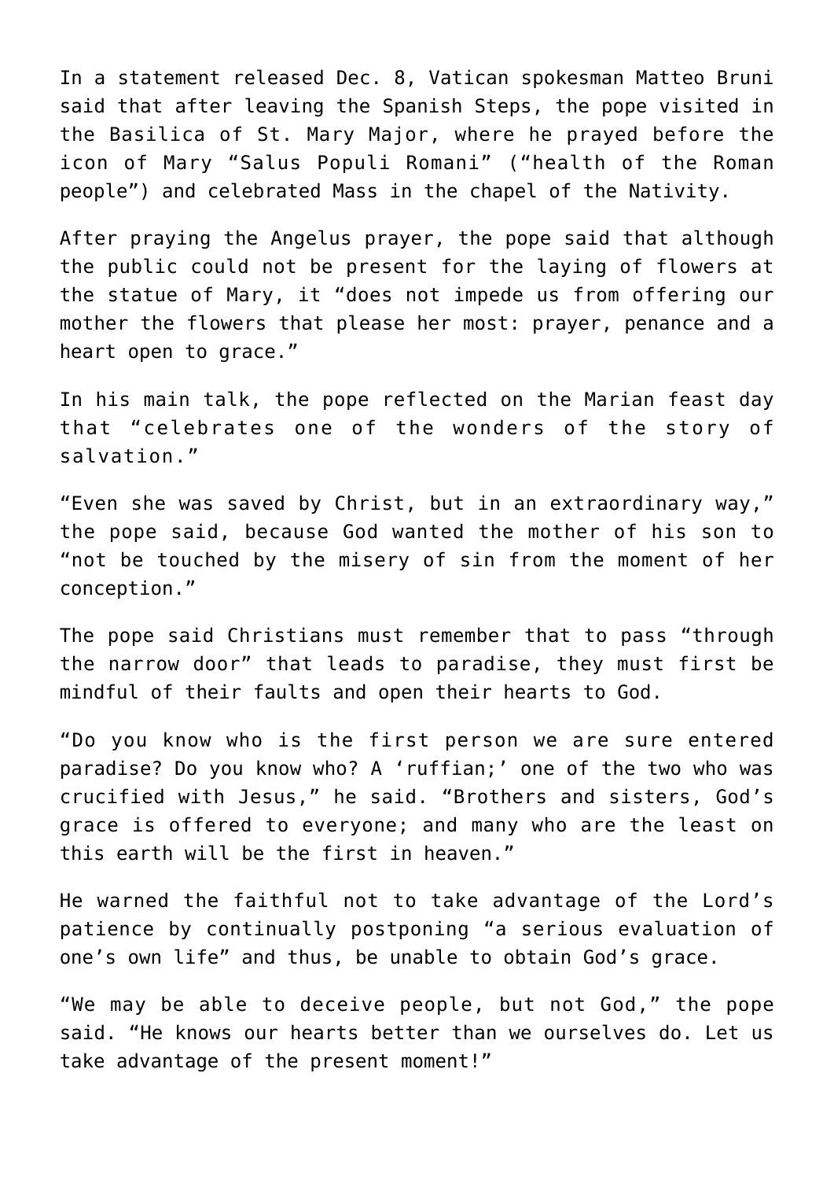In a statement released Dec. 8, Vatican spokesman Matteo Bruni said that after leaving the Spanish Steps, the pope visited in the Basilica of St. Mary Major, where he prayed before the icon of Mary “Salus Populi Romani” (“health of the Roman people”) and celebrated Mass in the chapel of the Nativity.

After praying the Angelus prayer, the pope said that although the public could not be present for the laying of flowers at the statue of Mary, it “does not impede us from offering our mother the flowers that please her most: prayer, penance and a heart open to grace.”

In his main talk, the pope reflected on the Marian feast day that “celebrates one of the wonders of the story of salvation.”

“Even she was saved by Christ, but in an extraordinary way,” the pope said, because God wanted the mother of his son to “not be touched by the misery of sin from the moment of her conception.”

The pope said Christians must remember that to pass “through the narrow door” that leads to paradise, they must first be mindful of their faults and open their hearts to God.

“Do you know who is the first person we are sure entered paradise? Do you know who? A ‘ruffian;’ one of the two who was crucified with Jesus,” he said. “Brothers and sisters, God’s grace is offered to everyone; and many who are the least on this earth will be the first in heaven.”

He warned the faithful not to take advantage of the Lord’s patience by continually postponing “a serious evaluation of one’s own life” and thus, be unable to obtain God’s grace.

“We may be able to deceive people, but not God,” the pope said. “He knows our hearts better than we ourselves do. Let us take advantage of the present moment!”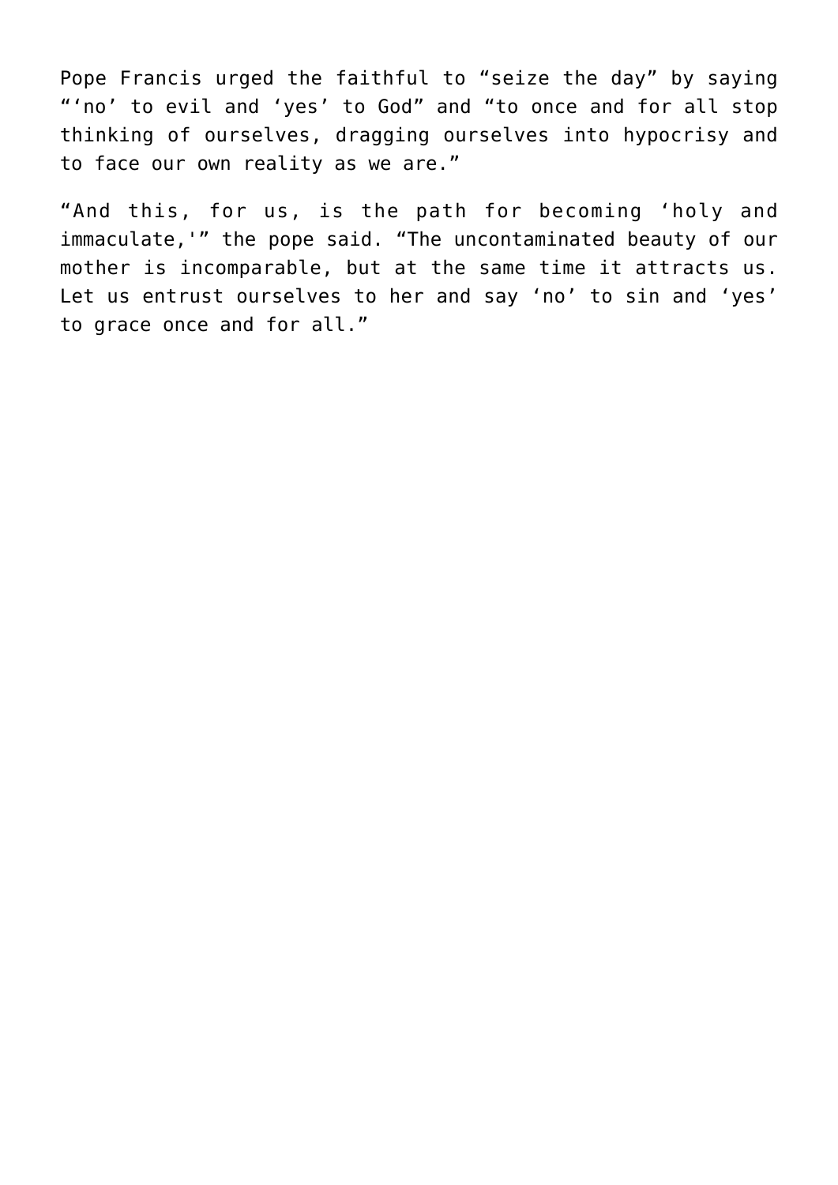Pope Francis urged the faithful to "seize the day" by saying "'no' to evil and 'yes' to God" and "to once and for all stop thinking of ourselves, dragging ourselves into hypocrisy and to face our own reality as we are."

"And this, for us, is the path for becoming 'holy and immaculate,'" the pope said. "The uncontaminated beauty of our mother is incomparable, but at the same time it attracts us. Let us entrust ourselves to her and say 'no' to sin and 'yes' to grace once and for all."